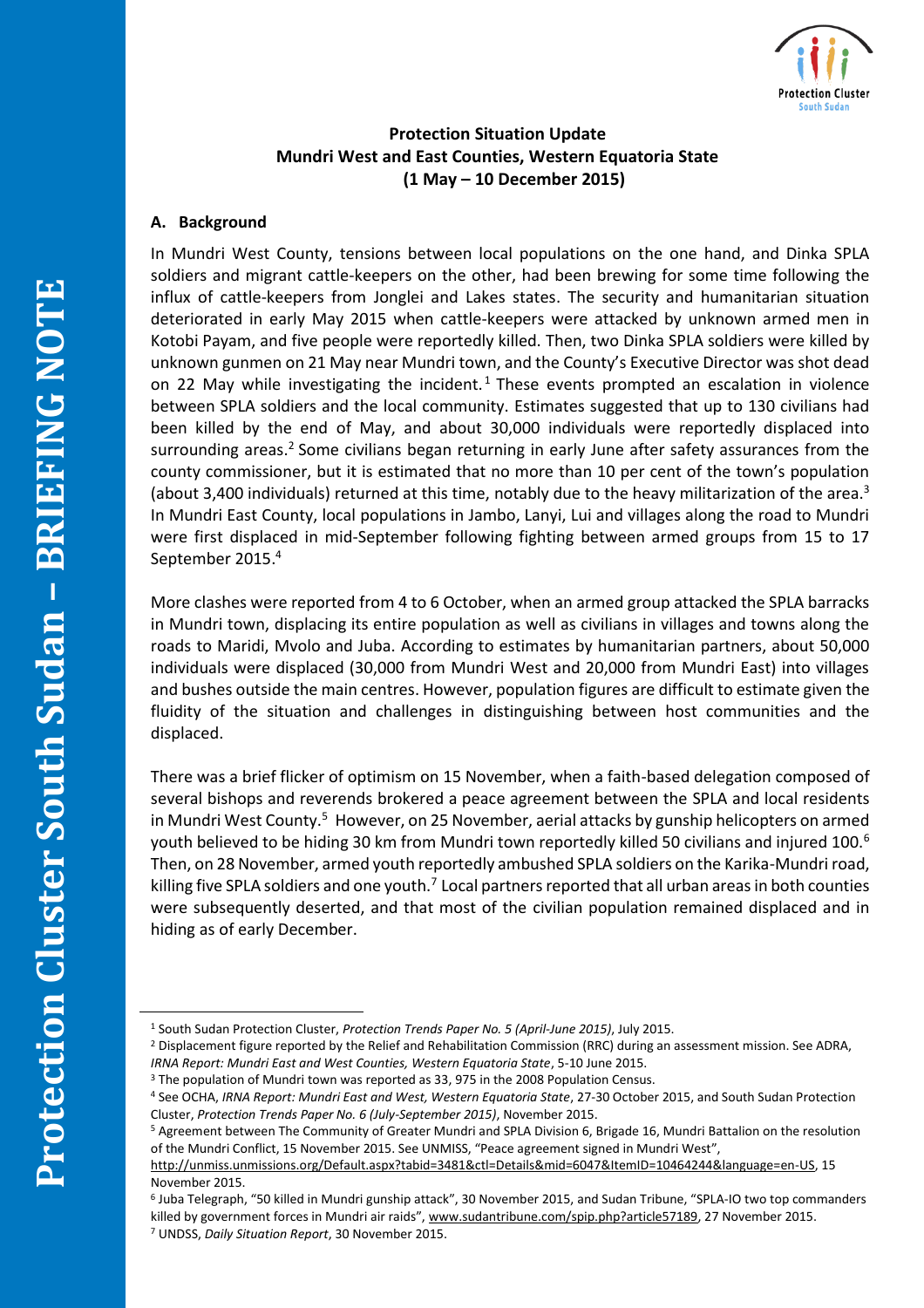**Protection Cluster South Sudan – BRIEFING NOTE**

# Protection Situation Update
# Mundri West and East Counties, Western Equatoria State
# (1 May – 10 December 2015)

## A. Background

In Mundri West County, tensions between local populations on the one hand, and Dinka SPLA soldiers and migrant cattle-keepers on the other, had been brewing for some time following the influx of cattle-keepers from Jonglei and Lakes states. The security and humanitarian situation deteriorated in early May 2015 when cattle-keepers were attacked by unknown armed men in Kotobi Payam, and five people were reportedly killed. Then, two Dinka SPLA soldiers were killed by unknown gunmen on 21 May near Mundri town, and the County's Executive Director was shot dead on 22 May while investigating the incident.[1] These events prompted an escalation in violence between SPLA soldiers and the local community. Estimates suggested that up to 130 civilians had been killed by the end of May, and about 30,000 individuals were reportedly displaced into surrounding areas.[2] Some civilians began returning in early June after safety assurances from the county commissioner, but it is estimated that no more than 10 per cent of the town's population (about 3,400 individuals) returned at this time, notably due to the heavy militarization of the area.[3] In Mundri East County, local populations in Jambo, Lanyi, Lui and villages along the road to Mundri were first displaced in mid-September following fighting between armed groups from 15 to 17 September 2015.[4]

More clashes were reported from 4 to 6 October, when an armed group attacked the SPLA barracks in Mundri town, displacing its entire population as well as civilians in villages and towns along the roads to Maridi, Mvolo and Juba. According to estimates by humanitarian partners, about 50,000 individuals were displaced (30,000 from Mundri West and 20,000 from Mundri East) into villages and bushes outside the main centres. However, population figures are difficult to estimate given the fluidity of the situation and challenges in distinguishing between host communities and the displaced.

There was a brief flicker of optimism on 15 November, when a faith-based delegation composed of several bishops and reverends brokered a peace agreement between the SPLA and local residents in Mundri West County.[5] However, on 25 November, aerial attacks by gunship helicopters on armed youth believed to be hiding 30 km from Mundri town reportedly killed 50 civilians and injured 100.[6] Then, on 28 November, armed youth reportedly ambushed SPLA soldiers on the Karika-Mundri road, killing five SPLA soldiers and one youth.[7] Local partners reported that all urban areas in both counties were subsequently deserted, and that most of the civilian population remained displaced and in hiding as of early December.

---

[1] South Sudan Protection Cluster, *Protection Trends Paper No. 5 (April-June 2015)*, July 2015.

[2] Displacement figure reported by the Relief and Rehabilitation Commission (RRC) during an assessment mission. See ADRA, *IRNA Report: Mundri East and West Counties, Western Equatoria State*, 5-10 June 2015.

[3] The population of Mundri town was reported as 33, 975 in the 2008 Population Census.

[4] See OCHA, *IRNA Report: Mundri East and West, Western Equatoria State*, 27-30 October 2015, and South Sudan Protection Cluster, *Protection Trends Paper No. 6 (July-September 2015)*, November 2015.

[5] Agreement between The Community of Greater Mundri and SPLA Division 6, Brigade 16, Mundri Battalion on the resolution of the Mundri Conflict, 15 November 2015. See UNMISS, "Peace agreement signed in Mundri West", http://unmiss.unmissions.org/Default.aspx?tabid=3481&ctl=Details&mid=6047&ItemID=10464244&language=en-US, 15 November 2015.

[6] Juba Telegraph, "50 killed in Mundri gunship attack", 30 November 2015, and Sudan Tribune, "SPLA-IO two top commanders killed by government forces in Mundri air raids", www.sudantribune.com/spip.php?article57189, 27 November 2015.

[7] UNDSS, *Daily Situation Report*, 30 November 2015.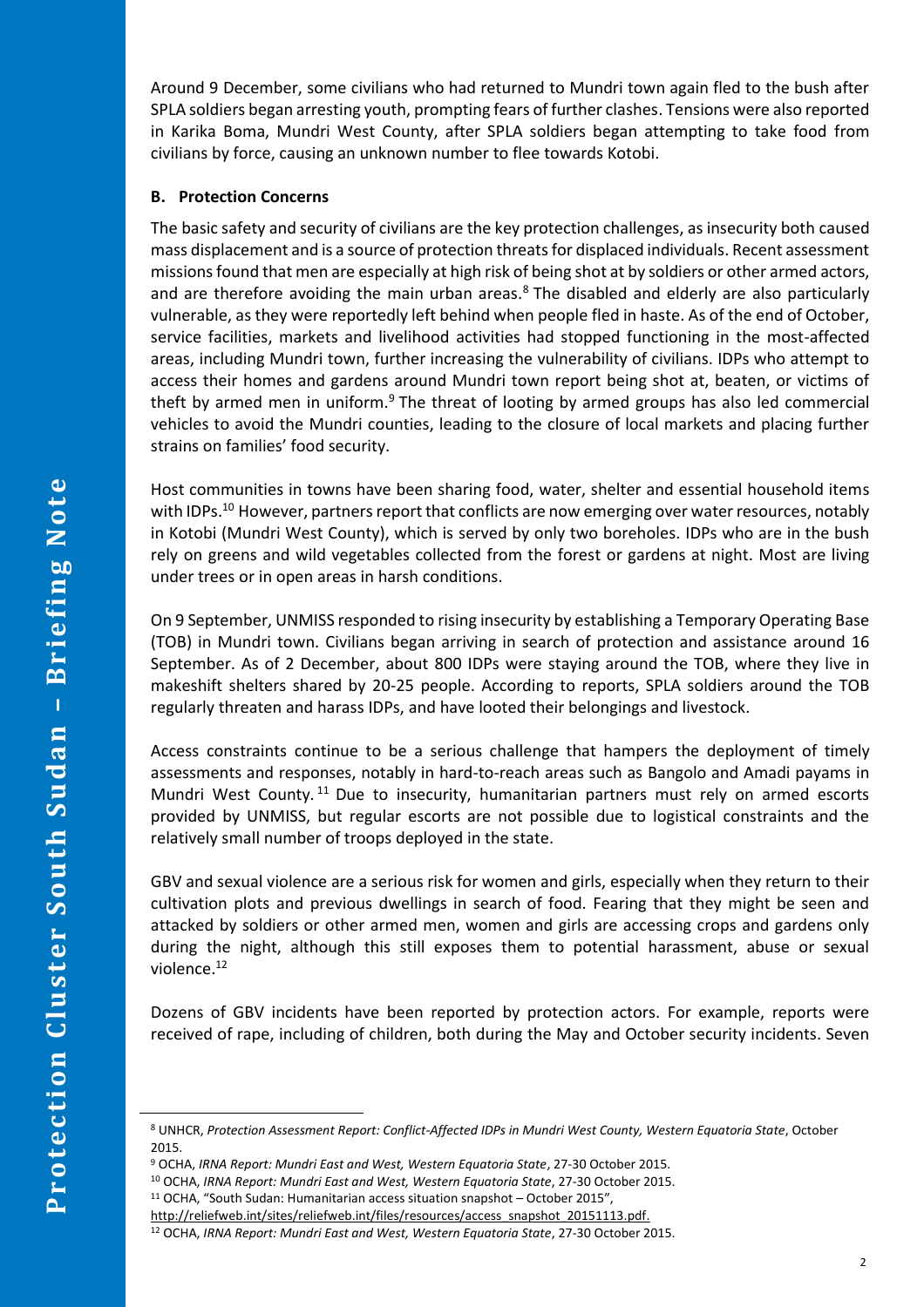Around 9 December, some civilians who had returned to Mundri town again fled to the bush after SPLA soldiers began arresting youth, prompting fears of further clashes. Tensions were also reported in Karika Boma, Mundri West County, after SPLA soldiers began attempting to take food from civilians by force, causing an unknown number to flee towards Kotobi.

**B. Protection Concerns**

The basic safety and security of civilians are the key protection challenges, as insecurity both caused mass displacement and is a source of protection threats for displaced individuals. Recent assessment missions found that men are especially at high risk of being shot at by soldiers or other armed actors, and are therefore avoiding the main urban areas.[8] The disabled and elderly are also particularly vulnerable, as they were reportedly left behind when people fled in haste. As of the end of October, service facilities, markets and livelihood activities had stopped functioning in the most-affected areas, including Mundri town, further increasing the vulnerability of civilians. IDPs who attempt to access their homes and gardens around Mundri town report being shot at, beaten, or victims of theft by armed men in uniform.[9] The threat of looting by armed groups has also led commercial vehicles to avoid the Mundri counties, leading to the closure of local markets and placing further strains on families' food security.

Host communities in towns have been sharing food, water, shelter and essential household items with IDPs.[10] However, partners report that conflicts are now emerging over water resources, notably in Kotobi (Mundri West County), which is served by only two boreholes. IDPs who are in the bush rely on greens and wild vegetables collected from the forest or gardens at night. Most are living under trees or in open areas in harsh conditions.

On 9 September, UNMISS responded to rising insecurity by establishing a Temporary Operating Base (TOB) in Mundri town. Civilians began arriving in search of protection and assistance around 16 September. As of 2 December, about 800 IDPs were staying around the TOB, where they live in makeshift shelters shared by 20-25 people. According to reports, SPLA soldiers around the TOB regularly threaten and harass IDPs, and have looted their belongings and livestock.

Access constraints continue to be a serious challenge that hampers the deployment of timely assessments and responses, notably in hard-to-reach areas such as Bangolo and Amadi payams in Mundri West County.[11] Due to insecurity, humanitarian partners must rely on armed escorts provided by UNMISS, but regular escorts are not possible due to logistical constraints and the relatively small number of troops deployed in the state.

GBV and sexual violence are a serious risk for women and girls, especially when they return to their cultivation plots and previous dwellings in search of food. Fearing that they might be seen and attacked by soldiers or other armed men, women and girls are accessing crops and gardens only during the night, although this still exposes them to potential harassment, abuse or sexual violence.[12]

Dozens of GBV incidents have been reported by protection actors. For example, reports were received of rape, including of children, both during the May and October security incidents. Seven

---

[8] UNHCR, *Protection Assessment Report: Conflict-Affected IDPs in Mundri West County, Western Equatoria State*, October 2015.

[9] OCHA, *IRNA Report: Mundri East and West, Western Equatoria State*, 27-30 October 2015.

[10] OCHA, *IRNA Report: Mundri East and West, Western Equatoria State*, 27-30 October 2015.

[11] OCHA, "South Sudan: Humanitarian access situation snapshot – October 2015", http://reliefweb.int/sites/reliefweb.int/files/resources/access_snapshot_20151113.pdf.

[12] OCHA, *IRNA Report: Mundri East and West, Western Equatoria State*, 27-30 October 2015.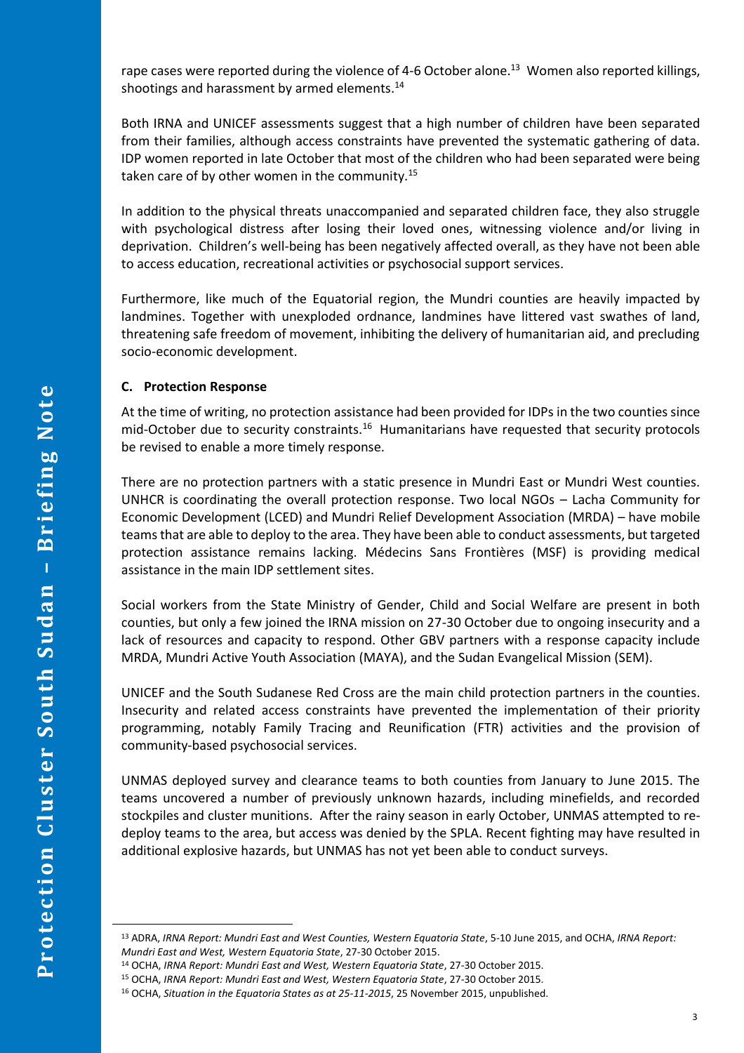rape cases were reported during the violence of 4-6 October alone.[13] Women also reported killings, shootings and harassment by armed elements.[14]

Both IRNA and UNICEF assessments suggest that a high number of children have been separated from their families, although access constraints have prevented the systematic gathering of data. IDP women reported in late October that most of the children who had been separated were being taken care of by other women in the community.[15]

In addition to the physical threats unaccompanied and separated children face, they also struggle with psychological distress after losing their loved ones, witnessing violence and/or living in deprivation. Children's well-being has been negatively affected overall, as they have not been able to access education, recreational activities or psychosocial support services.

Furthermore, like much of the Equatorial region, the Mundri counties are heavily impacted by landmines. Together with unexploded ordnance, landmines have littered vast swathes of land, threatening safe freedom of movement, inhibiting the delivery of humanitarian aid, and precluding socio-economic development.

### C. Protection Response

At the time of writing, no protection assistance had been provided for IDPs in the two counties since mid-October due to security constraints.[16] Humanitarians have requested that security protocols be revised to enable a more timely response.

There are no protection partners with a static presence in Mundri East or Mundri West counties. UNHCR is coordinating the overall protection response. Two local NGOs – Lacha Community for Economic Development (LCED) and Mundri Relief Development Association (MRDA) – have mobile teams that are able to deploy to the area. They have been able to conduct assessments, but targeted protection assistance remains lacking. Médecins Sans Frontières (MSF) is providing medical assistance in the main IDP settlement sites.

Social workers from the State Ministry of Gender, Child and Social Welfare are present in both counties, but only a few joined the IRNA mission on 27-30 October due to ongoing insecurity and a lack of resources and capacity to respond. Other GBV partners with a response capacity include MRDA, Mundri Active Youth Association (MAYA), and the Sudan Evangelical Mission (SEM).

UNICEF and the South Sudanese Red Cross are the main child protection partners in the counties. Insecurity and related access constraints have prevented the implementation of their priority programming, notably Family Tracing and Reunification (FTR) activities and the provision of community-based psychosocial services.

UNMAS deployed survey and clearance teams to both counties from January to June 2015. The teams uncovered a number of previously unknown hazards, including minefields, and recorded stockpiles and cluster munitions. After the rainy season in early October, UNMAS attempted to re-deploy teams to the area, but access was denied by the SPLA. Recent fighting may have resulted in additional explosive hazards, but UNMAS has not yet been able to conduct surveys.

---

[13] ADRA, *IRNA Report: Mundri East and West Counties, Western Equatoria State*, 5-10 June 2015, and OCHA, *IRNA Report: Mundri East and West, Western Equatoria State*, 27-30 October 2015.

[14] OCHA, *IRNA Report: Mundri East and West, Western Equatoria State*, 27-30 October 2015.

[15] OCHA, *IRNA Report: Mundri East and West, Western Equatoria State*, 27-30 October 2015.

[16] OCHA, *Situation in the Equatoria States as at 25-11-2015*, 25 November 2015, unpublished.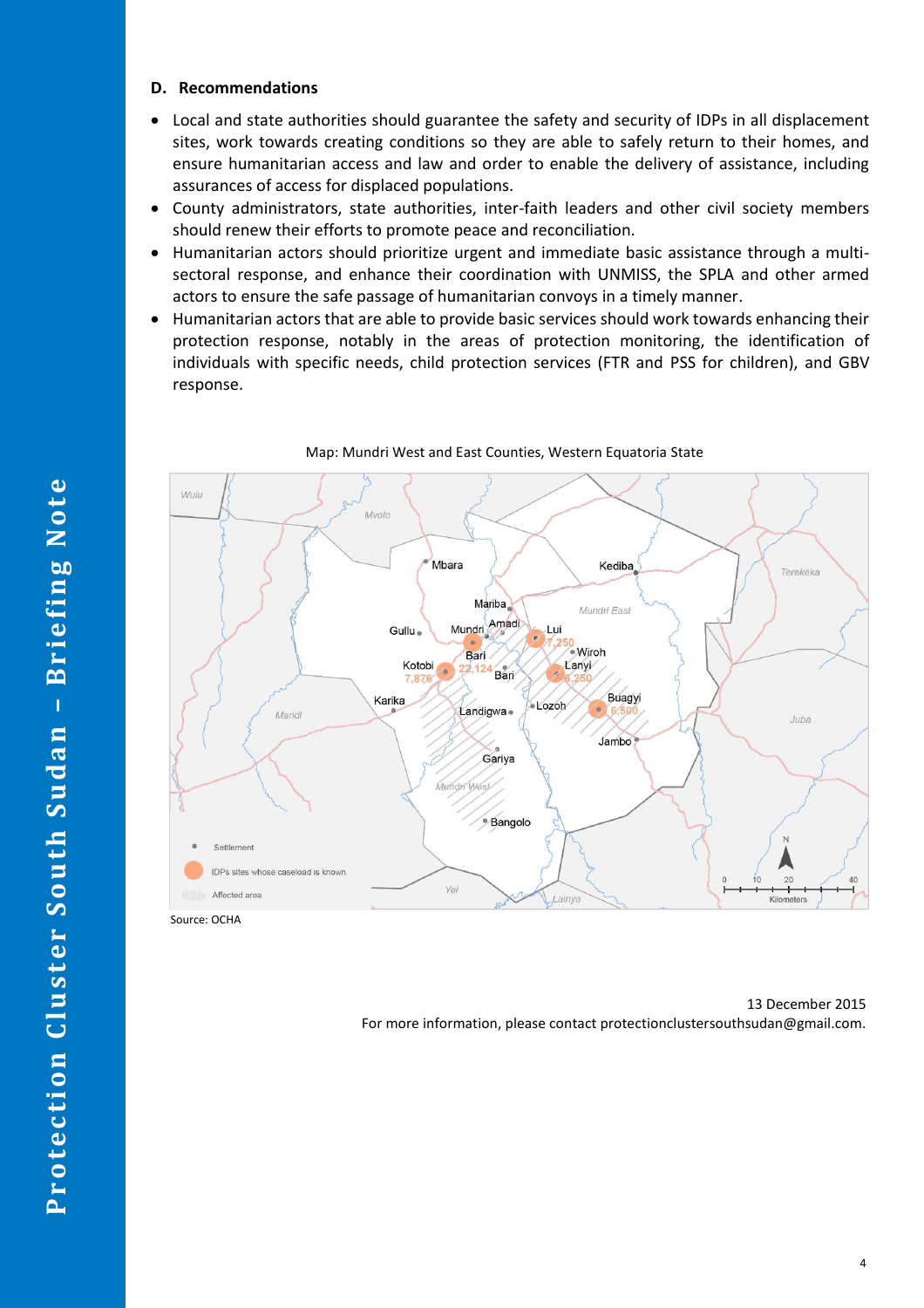### D. Recommendations

- Local and state authorities should guarantee the safety and security of IDPs in all displacement sites, work towards creating conditions so they are able to safely return to their homes, and ensure humanitarian access and law and order to enable the delivery of assistance, including assurances of access for displaced populations.
- County administrators, state authorities, inter-faith leaders and other civil society members should renew their efforts to promote peace and reconciliation.
- Humanitarian actors should prioritize urgent and immediate basic assistance through a multi-sectoral response, and enhance their coordination with UNMISS, the SPLA and other armed actors to ensure the safe passage of humanitarian convoys in a timely manner.
- Humanitarian actors that are able to provide basic services should work towards enhancing their protection response, notably in the areas of protection monitoring, the identification of individuals with specific needs, child protection services (FTR and PSS for children), and GBV response.

Map: Mundri West and East Counties, Western Equatoria State

Wulu
Mvolo
Mbara
Kediba
Terekeka
Mariba
Mundri East
Gullu
Mundri
Amadi
Lui
7,250
Wiroh
Bari
Kotobi
7,876
22,124
Bari
Lanyi
6,250
Karika
Maridi
Landigwa
Lozoh
Buagyi
6,500
Juba
Jambo
Gariya
Mundri West
Bangolo
Settlement
IDPs sites whose caseload is known
Affected area
Yei
Lainya
N
0 10 20 40
Kilometers

Source: OCHA

13 December 2015
For more information, please contact protectionclustersouthsudan@gmail.com.